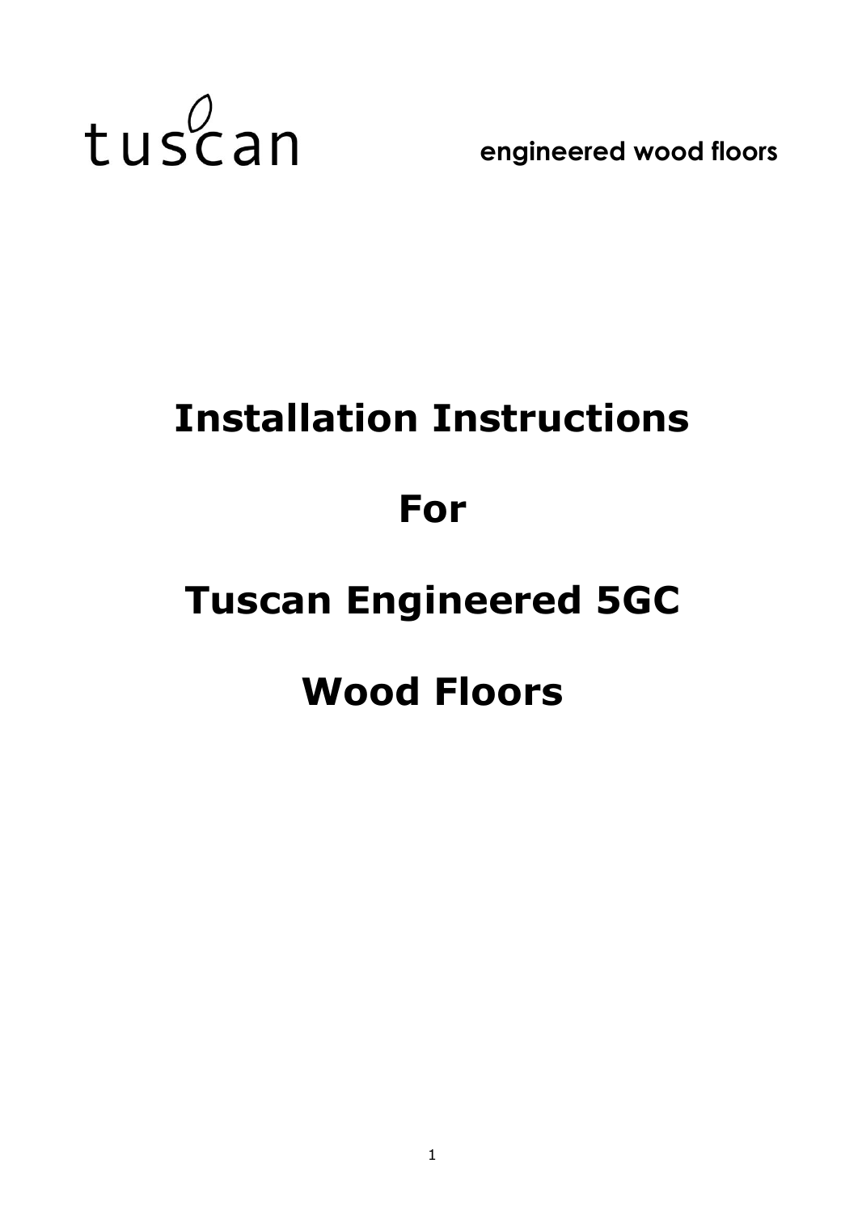tuscan

**engineered wood floors**

# Installation Instructions

# For

# Tuscan Engineered 5GC

# Wood Floors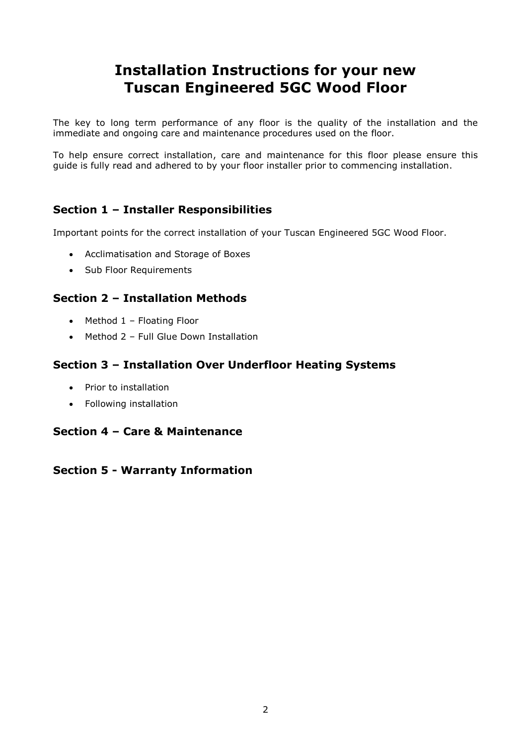# Installation Instructions for your new Tuscan Engineered 5GC Wood Floor

The key to long term performance of any floor is the quality of the installation and the immediate and ongoing care and maintenance procedures used on the floor.

To help ensure correct installation, care and maintenance for this floor please ensure this guide is fully read and adhered to by your floor installer prior to commencing installation.

## Section 1 – Installer Responsibilities

Important points for the correct installation of your Tuscan Engineered 5GC Wood Floor.

- Acclimatisation and Storage of Boxes
- Sub Floor Requirements

## Section 2 – Installation Methods

- Method 1 – Floating Floor
- Method 2 – Full Glue Down Installation

## Section 3 – Installation Over Underfloor Heating Systems

- Prior to installation
- Following installation

## Section 4 – Care & Maintenance

## Section 5 - Warranty Information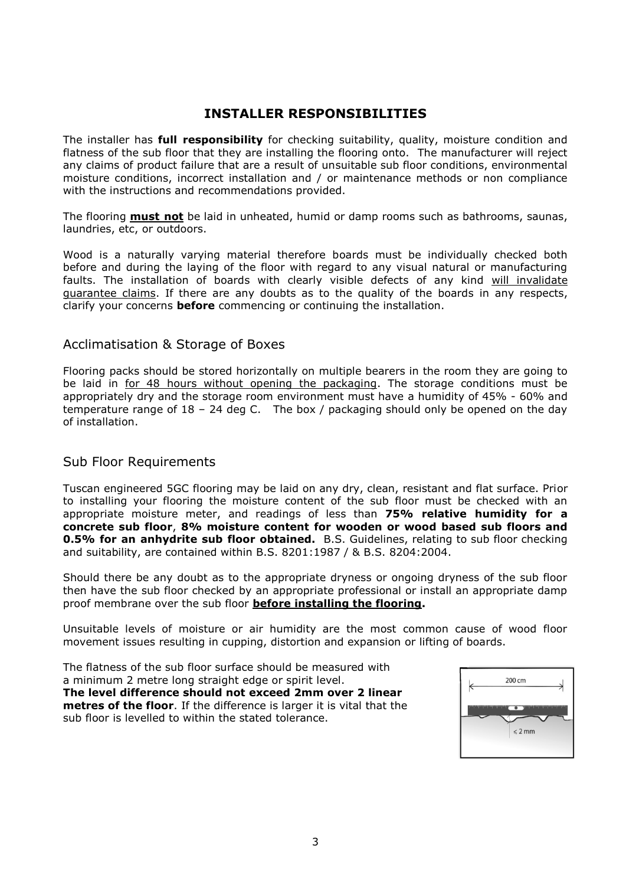## INSTALLER RESPONSIBILITIES

The installer has **full responsibility** for checking suitability, quality, moisture condition and flatness of the sub floor that they are installing the flooring onto. The manufacturer will reject any claims of product failure that are a result of unsuitable sub floor conditions, environmental moisture conditions, incorrect installation and / or maintenance methods or non compliance with the instructions and recommendations provided.

The flooring ***must not*** be laid in unheated, humid or damp rooms such as bathrooms, saunas, laundries, etc, or outdoors.

Wood is a naturally varying material therefore boards must be individually checked both before and during the laying of the floor with regard to any visual natural or manufacturing faults. The installation of boards with clearly visible defects of any kind will invalidate guarantee claims. If there are any doubts as to the quality of the boards in any respects, clarify your concerns **before** commencing or continuing the installation.

### Acclimatisation & Storage of Boxes

Flooring packs should be stored horizontally on multiple bearers in the room they are going to be laid in for 48 hours without opening the packaging. The storage conditions must be appropriately dry and the storage room environment must have a humidity of 45% - 60% and temperature range of 18 – 24 deg C. The box / packaging should only be opened on the day of installation.

### Sub Floor Requirements

Tuscan engineered 5GC flooring may be laid on any dry, clean, resistant and flat surface. Prior to installing your flooring the moisture content of the sub floor must be checked with an appropriate moisture meter, and readings of less than **75% relative humidity for a concrete sub floor**, **8% moisture content for wooden or wood based sub floors and 0.5% for an anhydrite sub floor obtained.** B.S. Guidelines, relating to sub floor checking and suitability, are contained within B.S. 8201:1987 / & B.S. 8204:2004.

Should there be any doubt as to the appropriate dryness or ongoing dryness of the sub floor then have the sub floor checked by an appropriate professional or install an appropriate damp proof membrane over the sub floor **before installing the flooring.**

Unsuitable levels of moisture or air humidity are the most common cause of wood floor movement issues resulting in cupping, distortion and expansion or lifting of boards.

The flatness of the sub floor surface should be measured with a minimum 2 metre long straight edge or spirit level. **The level difference should not exceed 2mm over 2 linear metres of the floor**. If the difference is larger it is vital that the sub floor is levelled to within the stated tolerance.

200 cm

≤ 2 mm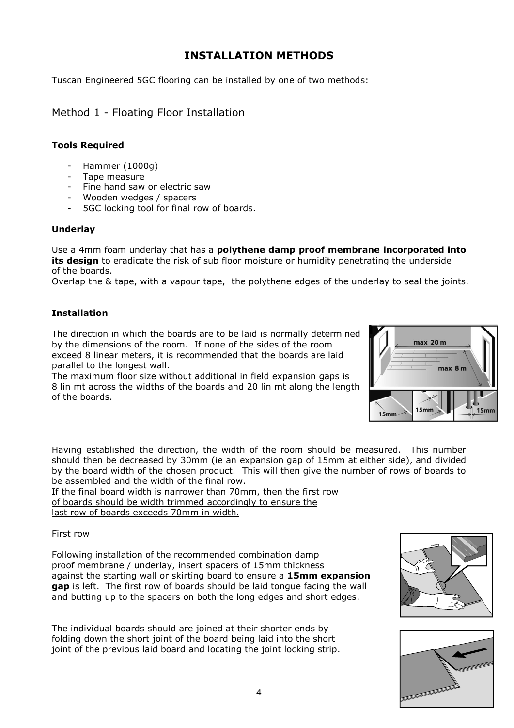# INSTALLATION METHODS

Tuscan Engineered 5GC flooring can be installed by one of two methods:

## Method 1 - Floating Floor Installation

### Tools Required

- Hammer (1000g)
- Tape measure
- Fine hand saw or electric saw
- Wooden wedges / spacers
- 5GC locking tool for final row of boards.

### Underlay

Use a 4mm foam underlay that has a **polythene damp proof membrane incorporated into its design** to eradicate the risk of sub floor moisture or humidity penetrating the underside of the boards.

Overlap the & tape, with a vapour tape, the polythene edges of the underlay to seal the joints.

### Installation

The direction in which the boards are to be laid is normally determined by the dimensions of the room. If none of the sides of the room exceed 8 linear meters, it is recommended that the boards are laid parallel to the longest wall.

The maximum floor size without additional in field expansion gaps is 8 lin mt across the widths of the boards and 20 lin mt along the length of the boards.

Having established the direction, the width of the room should be measured. This number should then be decreased by 30mm (ie an expansion gap of 15mm at either side), and divided by the board width of the chosen product. This will then give the number of rows of boards to be assembled and the width of the final row.

<u>If the final board width is narrower than 70mm, then the first row of boards should be width trimmed accordingly to ensure the last row of boards exceeds 70mm in width.</u>

<u>First row</u>

Following installation of the recommended combination damp proof membrane / underlay, insert spacers of 15mm thickness against the starting wall or skirting board to ensure a **15mm expansion gap** is left. The first row of boards should be laid tongue facing the wall and butting up to the spacers on both the long edges and short edges.

The individual boards should are joined at their shorter ends by folding down the short joint of the board being laid into the short joint of the previous laid board and locating the joint locking strip.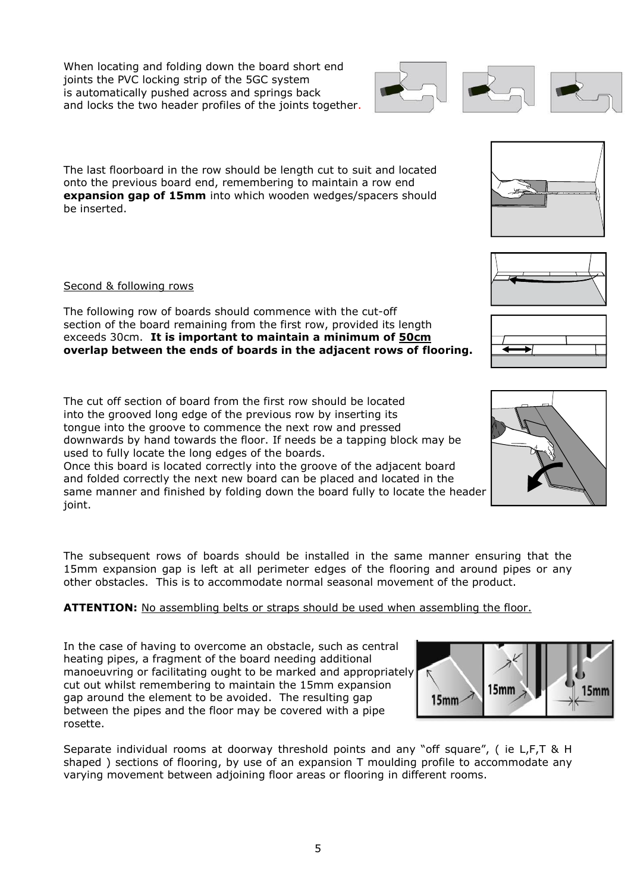When locating and folding down the board short end joints the PVC locking strip of the 5GC system is automatically pushed across and springs back and locks the two header profiles of the joints together.

The last floorboard in the row should be length cut to suit and located onto the previous board end, remembering to maintain a row end **expansion gap of 15mm** into which wooden wedges/spacers should be inserted.

Second & following rows

The following row of boards should commence with the cut-off section of the board remaining from the first row, provided its length exceeds 30cm. **It is important to maintain a minimum of 50cm overlap between the ends of boards in the adjacent rows of flooring.**

The cut off section of board from the first row should be located into the grooved long edge of the previous row by inserting its tongue into the groove to commence the next row and pressed downwards by hand towards the floor. If needs be a tapping block may be used to fully locate the long edges of the boards.
Once this board is located correctly into the groove of the adjacent board and folded correctly the next new board can be placed and located in the same manner and finished by folding down the board fully to locate the header joint.

The subsequent rows of boards should be installed in the same manner ensuring that the 15mm expansion gap is left at all perimeter edges of the flooring and around pipes or any other obstacles. This is to accommodate normal seasonal movement of the product.

**ATTENTION:** No assembling belts or straps should be used when assembling the floor.

In the case of having to overcome an obstacle, such as central heating pipes, a fragment of the board needing additional manoeuvring or facilitating ought to be marked and appropriately cut out whilst remembering to maintain the 15mm expansion gap around the element to be avoided. The resulting gap between the pipes and the floor may be covered with a pipe rosette.

Separate individual rooms at doorway threshold points and any "off square", ( ie L,F,T & H shaped ) sections of flooring, by use of an expansion T moulding profile to accommodate any varying movement between adjoining floor areas or flooring in different rooms.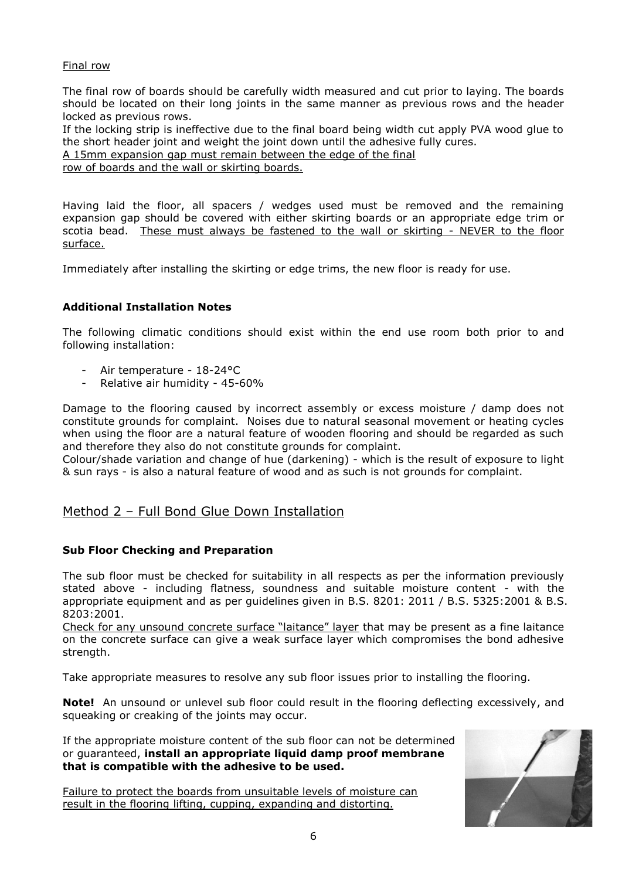Final row

The final row of boards should be carefully width measured and cut prior to laying. The boards should be located on their long joints in the same manner as previous rows and the header locked as previous rows.

If the locking strip is ineffective due to the final board being width cut apply PVA wood glue to the short header joint and weight the joint down until the adhesive fully cures.

A 15mm expansion gap must remain between the edge of the final row of boards and the wall or skirting boards.

Having laid the floor, all spacers / wedges used must be removed and the remaining expansion gap should be covered with either skirting boards or an appropriate edge trim or scotia bead. These must always be fastened to the wall or skirting - NEVER to the floor surface.

Immediately after installing the skirting or edge trims, the new floor is ready for use.

**Additional Installation Notes**

The following climatic conditions should exist within the end use room both prior to and following installation:

- Air temperature - 18-24°C
- Relative air humidity - 45-60%

Damage to the flooring caused by incorrect assembly or excess moisture / damp does not constitute grounds for complaint. Noises due to natural seasonal movement or heating cycles when using the floor are a natural feature of wooden flooring and should be regarded as such and therefore they also do not constitute grounds for complaint.

Colour/shade variation and change of hue (darkening) - which is the result of exposure to light & sun rays - is also a natural feature of wood and as such is not grounds for complaint.

## Method 2 – Full Bond Glue Down Installation

**Sub Floor Checking and Preparation**

The sub floor must be checked for suitability in all respects as per the information previously stated above - including flatness, soundness and suitable moisture content - with the appropriate equipment and as per guidelines given in B.S. 8201: 2011 / B.S. 5325:2001 & B.S. 8203:2001.

Check for any unsound concrete surface "laitance" layer that may be present as a fine laitance on the concrete surface can give a weak surface layer which compromises the bond adhesive strength.

Take appropriate measures to resolve any sub floor issues prior to installing the flooring.

**Note!** An unsound or unlevel sub floor could result in the flooring deflecting excessively, and squeaking or creaking of the joints may occur.

If the appropriate moisture content of the sub floor can not be determined or guaranteed, **install an appropriate liquid damp proof membrane that is compatible with the adhesive to be used.**

Failure to protect the boards from unsuitable levels of moisture can result in the flooring lifting, cupping, expanding and distorting.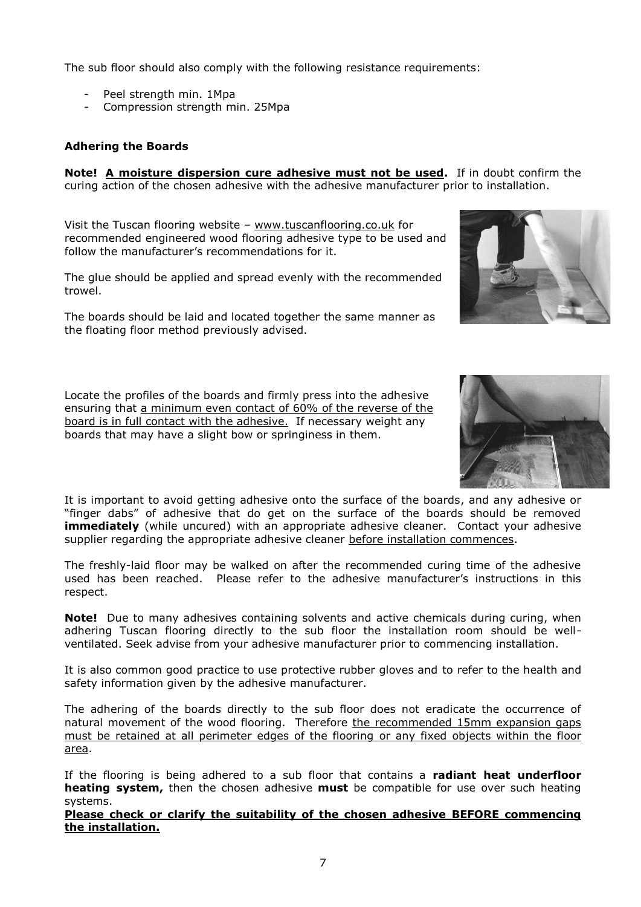The sub floor should also comply with the following resistance requirements:

- Peel strength min. 1Mpa
- Compression strength min. 25Mpa

**Adhering the Boards**

**Note!** **<u>A moisture dispersion cure adhesive must not be used</u>.** If in doubt confirm the curing action of the chosen adhesive with the adhesive manufacturer prior to installation.

Visit the Tuscan flooring website – www.tuscanflooring.co.uk for recommended engineered wood flooring adhesive type to be used and follow the manufacturer's recommendations for it.

The glue should be applied and spread evenly with the recommended trowel.

The boards should be laid and located together the same manner as the floating floor method previously advised.

Locate the profiles of the boards and firmly press into the adhesive ensuring that <u>a minimum even contact of 60% of the reverse of the board is in full contact with the adhesive.</u> If necessary weight any boards that may have a slight bow or springiness in them.

It is important to avoid getting adhesive onto the surface of the boards, and any adhesive or "finger dabs" of adhesive that do get on the surface of the boards should be removed **immediately** (while uncured) with an appropriate adhesive cleaner. Contact your adhesive supplier regarding the appropriate adhesive cleaner <u>before installation commences</u>.

The freshly-laid floor may be walked on after the recommended curing time of the adhesive used has been reached. Please refer to the adhesive manufacturer's instructions in this respect.

**Note!** Due to many adhesives containing solvents and active chemicals during curing, when adhering Tuscan flooring directly to the sub floor the installation room should be well-ventilated. Seek advise from your adhesive manufacturer prior to commencing installation.

It is also common good practice to use protective rubber gloves and to refer to the health and safety information given by the adhesive manufacturer.

The adhering of the boards directly to the sub floor does not eradicate the occurrence of natural movement of the wood flooring. Therefore <u>the recommended 15mm expansion gaps must be retained at all perimeter edges of the flooring or any fixed objects within the floor area</u>.

If the flooring is being adhered to a sub floor that contains a **radiant heat underfloor heating system,** then the chosen adhesive **must** be compatible for use over such heating systems.

**<u>Please check or clarify the suitability of the chosen adhesive BEFORE commencing the installation.</u>**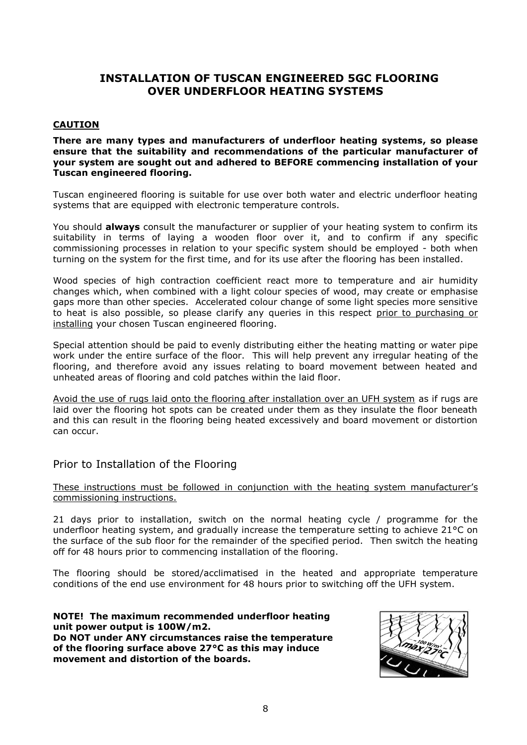# INSTALLATION OF TUSCAN ENGINEERED 5GC FLOORING OVER UNDERFLOOR HEATING SYSTEMS

## CAUTION

**There are many types and manufacturers of underfloor heating systems, so please ensure that the suitability and recommendations of the particular manufacturer of your system are sought out and adhered to BEFORE commencing installation of your Tuscan engineered flooring.**

Tuscan engineered flooring is suitable for use over both water and electric underfloor heating systems that are equipped with electronic temperature controls.

You should **always** consult the manufacturer or supplier of your heating system to confirm its suitability in terms of laying a wooden floor over it, and to confirm if any specific commissioning processes in relation to your specific system should be employed - both when turning on the system for the first time, and for its use after the flooring has been installed.

Wood species of high contraction coefficient react more to temperature and air humidity changes which, when combined with a light colour species of wood, may create or emphasise gaps more than other species. Accelerated colour change of some light species more sensitive to heat is also possible, so please clarify any queries in this respect prior to purchasing or installing your chosen Tuscan engineered flooring.

Special attention should be paid to evenly distributing either the heating matting or water pipe work under the entire surface of the floor. This will help prevent any irregular heating of the flooring, and therefore avoid any issues relating to board movement between heated and unheated areas of flooring and cold patches within the laid floor.

Avoid the use of rugs laid onto the flooring after installation over an UFH system as if rugs are laid over the flooring hot spots can be created under them as they insulate the floor beneath and this can result in the flooring being heated excessively and board movement or distortion can occur.

## Prior to Installation of the Flooring

These instructions must be followed in conjunction with the heating system manufacturer's commissioning instructions.

21 days prior to installation, switch on the normal heating cycle / programme for the underfloor heating system, and gradually increase the temperature setting to achieve 21°C on the surface of the sub floor for the remainder of the specified period. Then switch the heating off for 48 hours prior to commencing installation of the flooring.

The flooring should be stored/acclimatised in the heated and appropriate temperature conditions of the end use environment for 48 hours prior to switching off the UFH system.

**NOTE! The maximum recommended underfloor heating unit power output is 100W/m2.**
**Do NOT under ANY circumstances raise the temperature of the flooring surface above 27°C as this may induce movement and distortion of the boards.**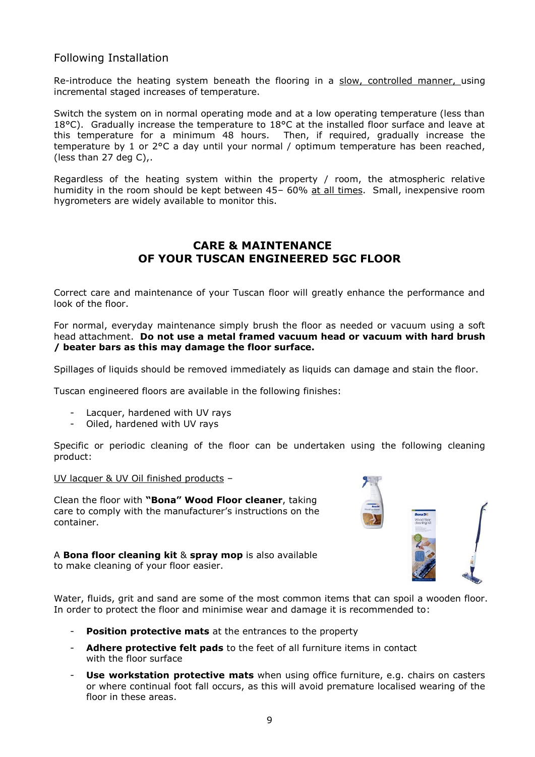## Following Installation

Re-introduce the heating system beneath the flooring in a slow, controlled manner, using incremental staged increases of temperature.

Switch the system on in normal operating mode and at a low operating temperature (less than 18°C). Gradually increase the temperature to 18°C at the installed floor surface and leave at this temperature for a minimum 48 hours. Then, if required, gradually increase the temperature by 1 or 2°C a day until your normal / optimum temperature has been reached, (less than 27 deg C),.

Regardless of the heating system within the property / room, the atmospheric relative humidity in the room should be kept between 45– 60% at all times. Small, inexpensive room hygrometers are widely available to monitor this.

## CARE & MAINTENANCE OF YOUR TUSCAN ENGINEERED 5GC FLOOR

Correct care and maintenance of your Tuscan floor will greatly enhance the performance and look of the floor.

For normal, everyday maintenance simply brush the floor as needed or vacuum using a soft head attachment. **Do not use a metal framed vacuum head or vacuum with hard brush / beater bars as this may damage the floor surface.**

Spillages of liquids should be removed immediately as liquids can damage and stain the floor.

Tuscan engineered floors are available in the following finishes:

- Lacquer, hardened with UV rays
- Oiled, hardened with UV rays

Specific or periodic cleaning of the floor can be undertaken using the following cleaning product:

UV lacquer & UV Oil finished products –

Clean the floor with **"Bona" Wood Floor cleaner**, taking care to comply with the manufacturer's instructions on the container.

A **Bona floor cleaning kit** & **spray mop** is also available to make cleaning of your floor easier.

Water, fluids, grit and sand are some of the most common items that can spoil a wooden floor. In order to protect the floor and minimise wear and damage it is recommended to:

- **Position protective mats** at the entrances to the property
- **Adhere protective felt pads** to the feet of all furniture items in contact with the floor surface
- **Use workstation protective mats** when using office furniture, e.g. chairs on casters or where continual foot fall occurs, as this will avoid premature localised wearing of the floor in these areas.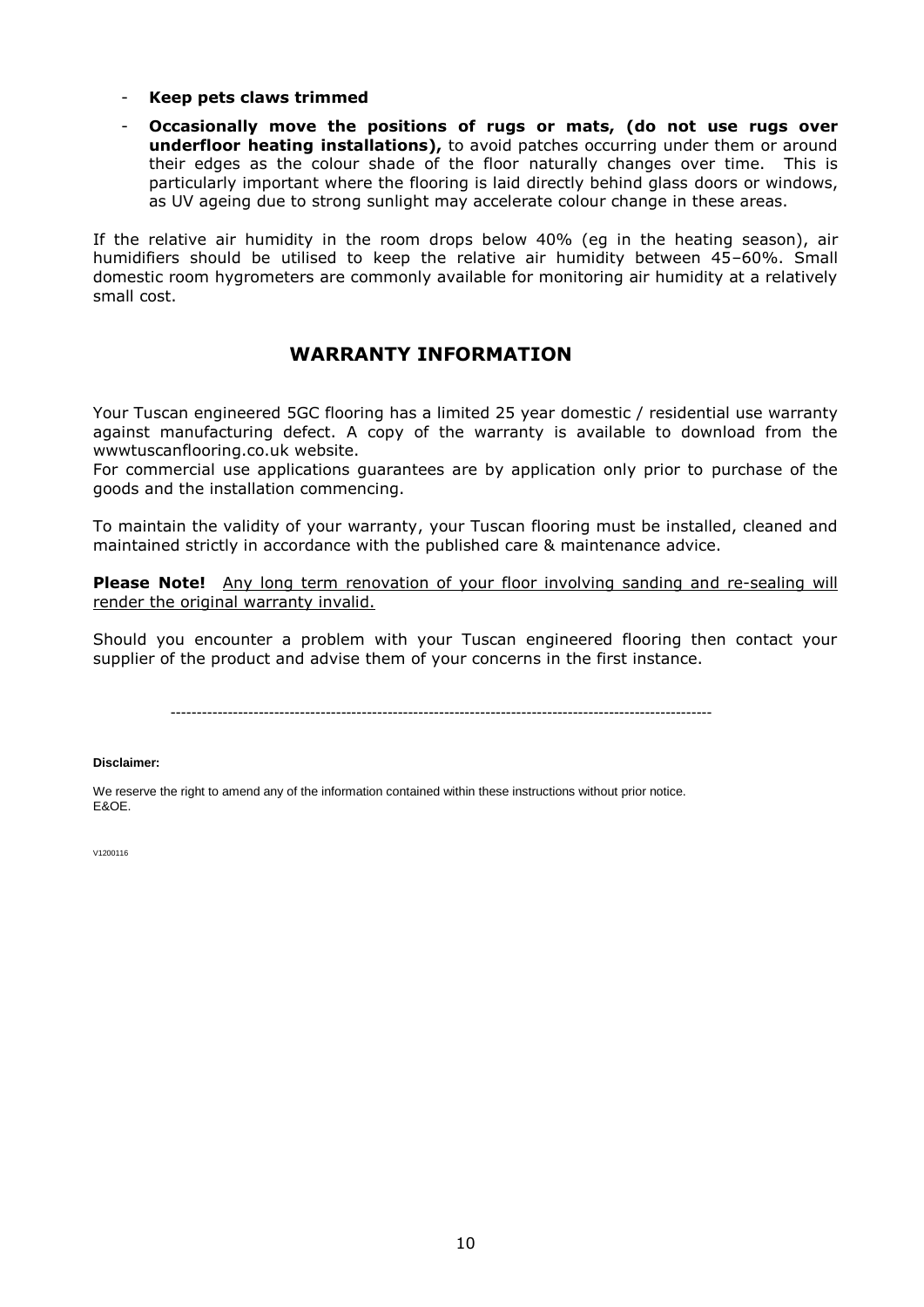- **Keep pets claws trimmed**
- **Occasionally move the positions of rugs or mats, (do not use rugs over underfloor heating installations),** to avoid patches occurring under them or around their edges as the colour shade of the floor naturally changes over time. This is particularly important where the flooring is laid directly behind glass doors or windows, as UV ageing due to strong sunlight may accelerate colour change in these areas.

If the relative air humidity in the room drops below 40% (eg in the heating season), air humidifiers should be utilised to keep the relative air humidity between 45–60%. Small domestic room hygrometers are commonly available for monitoring air humidity at a relatively small cost.

## WARRANTY INFORMATION

Your Tuscan engineered 5GC flooring has a limited 25 year domestic / residential use warranty against manufacturing defect. A copy of the warranty is available to download from the wwwtuscanflooring.co.uk website.
For commercial use applications guarantees are by application only prior to purchase of the goods and the installation commencing.

To maintain the validity of your warranty, your Tuscan flooring must be installed, cleaned and maintained strictly in accordance with the published care & maintenance advice.

**Please Note!** <u>Any long term renovation of your floor involving sanding and re-sealing will render the original warranty invalid.</u>

Should you encounter a problem with your Tuscan engineered flooring then contact your supplier of the product and advise them of your concerns in the first instance.

---

**Disclaimer:**

We reserve the right to amend any of the information contained within these instructions without prior notice.
E&OE.

V1200116